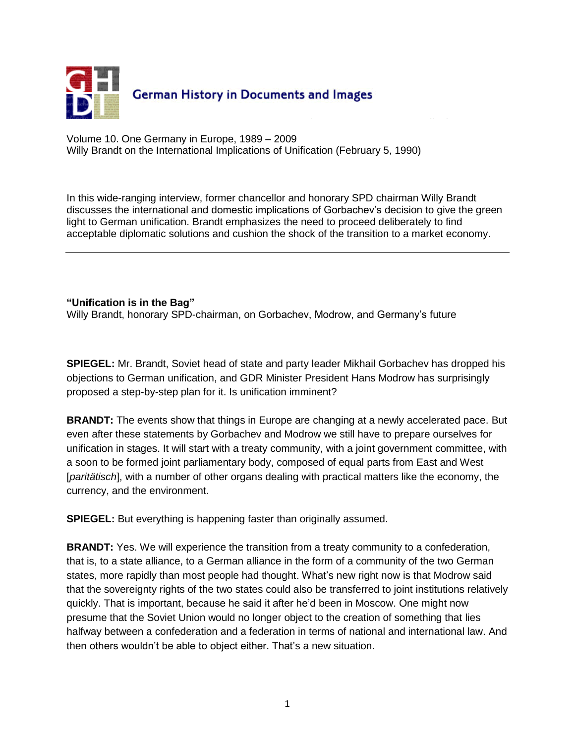German History in Documents and Images

Volume 10. One Germany in Europe, 1989 – 2009
Willy Brandt on the International Implications of Unification (February 5, 1990)

In this wide-ranging interview, former chancellor and honorary SPD chairman Willy Brandt discusses the international and domestic implications of Gorbachev's decision to give the green light to German unification. Brandt emphasizes the need to proceed deliberately to find acceptable diplomatic solutions and cushion the shock of the transition to a market economy.

---

**"Unification is in the Bag"**
Willy Brandt, honorary SPD-chairman, on Gorbachev, Modrow, and Germany's future

**SPIEGEL:** Mr. Brandt, Soviet head of state and party leader Mikhail Gorbachev has dropped his objections to German unification, and GDR Minister President Hans Modrow has surprisingly proposed a step-by-step plan for it. Is unification imminent?

**BRANDT:** The events show that things in Europe are changing at a newly accelerated pace. But even after these statements by Gorbachev and Modrow we still have to prepare ourselves for unification in stages. It will start with a treaty community, with a joint government committee, with a soon to be formed joint parliamentary body, composed of equal parts from East and West [*paritätisch*], with a number of other organs dealing with practical matters like the economy, the currency, and the environment.

**SPIEGEL:** But everything is happening faster than originally assumed.

**BRANDT:** Yes. We will experience the transition from a treaty community to a confederation, that is, to a state alliance, to a German alliance in the form of a community of the two German states, more rapidly than most people had thought. What's new right now is that Modrow said that the sovereignty rights of the two states could also be transferred to joint institutions relatively quickly. That is important, because he said it after he'd been in Moscow. One might now presume that the Soviet Union would no longer object to the creation of something that lies halfway between a confederation and a federation in terms of national and international law. And then others wouldn't be able to object either. That's a new situation.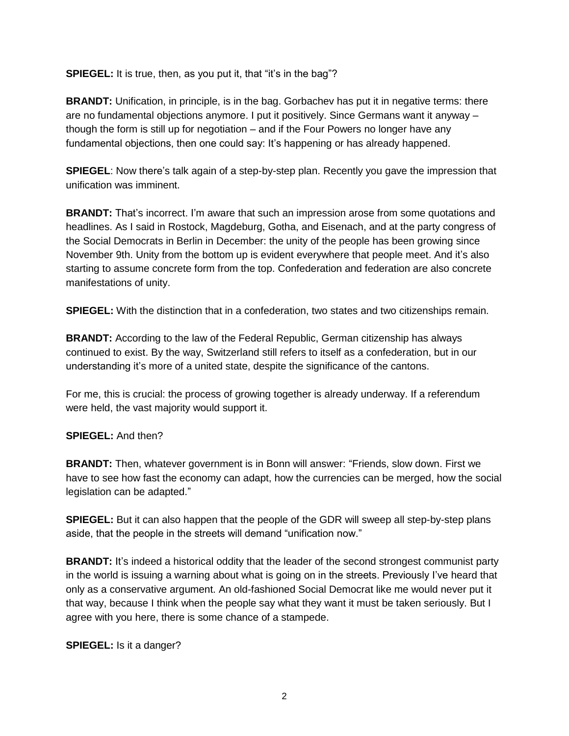**SPIEGEL:** It is true, then, as you put it, that "it's in the bag"?

**BRANDT:** Unification, in principle, is in the bag. Gorbachev has put it in negative terms: there are no fundamental objections anymore. I put it positively. Since Germans want it anyway – though the form is still up for negotiation – and if the Four Powers no longer have any fundamental objections, then one could say: It's happening or has already happened.

**SPIEGEL**: Now there's talk again of a step-by-step plan. Recently you gave the impression that unification was imminent.

**BRANDT:** That's incorrect. I'm aware that such an impression arose from some quotations and headlines. As I said in Rostock, Magdeburg, Gotha, and Eisenach, and at the party congress of the Social Democrats in Berlin in December: the unity of the people has been growing since November 9th. Unity from the bottom up is evident everywhere that people meet. And it's also starting to assume concrete form from the top. Confederation and federation are also concrete manifestations of unity.

**SPIEGEL:** With the distinction that in a confederation, two states and two citizenships remain.

**BRANDT:** According to the law of the Federal Republic, German citizenship has always continued to exist. By the way, Switzerland still refers to itself as a confederation, but in our understanding it's more of a united state, despite the significance of the cantons.

For me, this is crucial: the process of growing together is already underway. If a referendum were held, the vast majority would support it.

**SPIEGEL:** And then?

**BRANDT:** Then, whatever government is in Bonn will answer: "Friends, slow down. First we have to see how fast the economy can adapt, how the currencies can be merged, how the social legislation can be adapted."

**SPIEGEL:** But it can also happen that the people of the GDR will sweep all step-by-step plans aside, that the people in the streets will demand "unification now."

**BRANDT:** It's indeed a historical oddity that the leader of the second strongest communist party in the world is issuing a warning about what is going on in the streets. Previously I've heard that only as a conservative argument. An old-fashioned Social Democrat like me would never put it that way, because I think when the people say what they want it must be taken seriously. But I agree with you here, there is some chance of a stampede.

**SPIEGEL:** Is it a danger?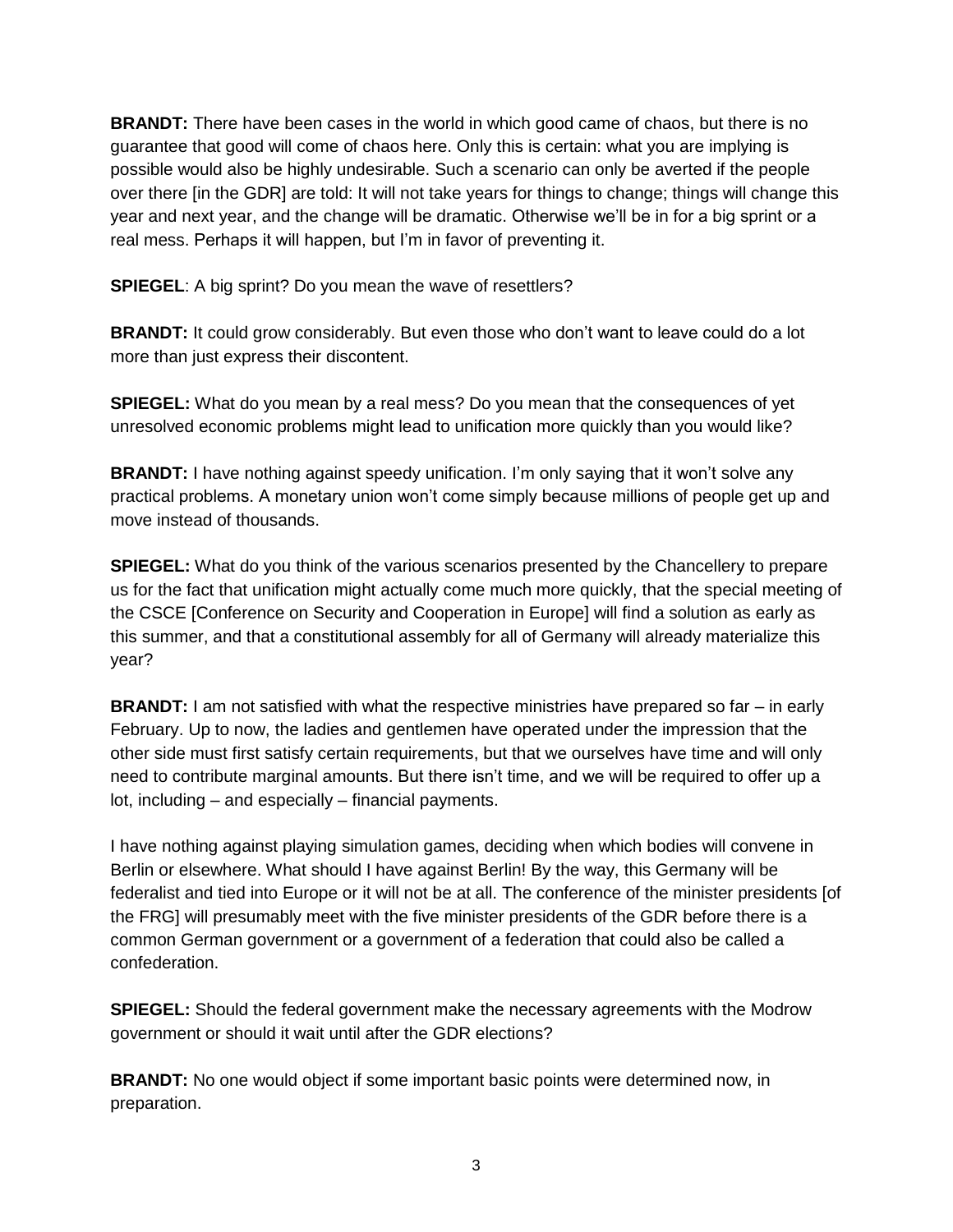**BRANDT:** There have been cases in the world in which good came of chaos, but there is no guarantee that good will come of chaos here. Only this is certain: what you are implying is possible would also be highly undesirable. Such a scenario can only be averted if the people over there [in the GDR] are told: It will not take years for things to change; things will change this year and next year, and the change will be dramatic. Otherwise we'll be in for a big sprint or a real mess. Perhaps it will happen, but I'm in favor of preventing it.

**SPIEGEL**: A big sprint? Do you mean the wave of resettlers?

**BRANDT:** It could grow considerably. But even those who don't want to leave could do a lot more than just express their discontent.

**SPIEGEL:** What do you mean by a real mess? Do you mean that the consequences of yet unresolved economic problems might lead to unification more quickly than you would like?

**BRANDT:** I have nothing against speedy unification. I'm only saying that it won't solve any practical problems. A monetary union won't come simply because millions of people get up and move instead of thousands.

**SPIEGEL:** What do you think of the various scenarios presented by the Chancellery to prepare us for the fact that unification might actually come much more quickly, that the special meeting of the CSCE [Conference on Security and Cooperation in Europe] will find a solution as early as this summer, and that a constitutional assembly for all of Germany will already materialize this year?

**BRANDT:** I am not satisfied with what the respective ministries have prepared so far – in early February. Up to now, the ladies and gentlemen have operated under the impression that the other side must first satisfy certain requirements, but that we ourselves have time and will only need to contribute marginal amounts. But there isn't time, and we will be required to offer up a lot, including – and especially – financial payments.

I have nothing against playing simulation games, deciding when which bodies will convene in Berlin or elsewhere. What should I have against Berlin! By the way, this Germany will be federalist and tied into Europe or it will not be at all. The conference of the minister presidents [of the FRG] will presumably meet with the five minister presidents of the GDR before there is a common German government or a government of a federation that could also be called a confederation.

**SPIEGEL:** Should the federal government make the necessary agreements with the Modrow government or should it wait until after the GDR elections?

**BRANDT:** No one would object if some important basic points were determined now, in preparation.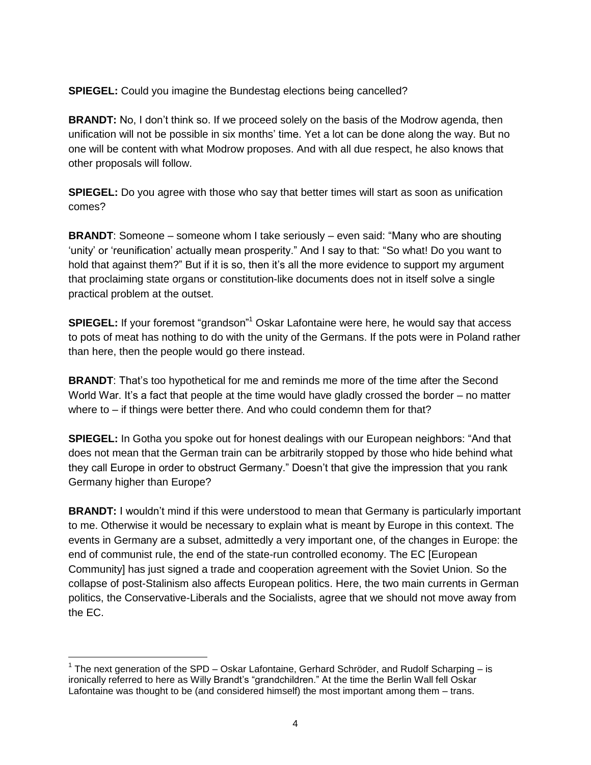**SPIEGEL:** Could you imagine the Bundestag elections being cancelled?

**BRANDT:** No, I don't think so. If we proceed solely on the basis of the Modrow agenda, then unification will not be possible in six months' time. Yet a lot can be done along the way. But no one will be content with what Modrow proposes. And with all due respect, he also knows that other proposals will follow.

**SPIEGEL:** Do you agree with those who say that better times will start as soon as unification comes?

**BRANDT**: Someone – someone whom I take seriously – even said: "Many who are shouting 'unity' or 'reunification' actually mean prosperity." And I say to that: "So what! Do you want to hold that against them?" But if it is so, then it's all the more evidence to support my argument that proclaiming state organs or constitution-like documents does not in itself solve a single practical problem at the outset.

**SPIEGEL:** If your foremost "grandson"[1] Oskar Lafontaine were here, he would say that access to pots of meat has nothing to do with the unity of the Germans. If the pots were in Poland rather than here, then the people would go there instead.

**BRANDT**: That's too hypothetical for me and reminds me more of the time after the Second World War. It's a fact that people at the time would have gladly crossed the border – no matter where to – if things were better there. And who could condemn them for that?

**SPIEGEL:** In Gotha you spoke out for honest dealings with our European neighbors: "And that does not mean that the German train can be arbitrarily stopped by those who hide behind what they call Europe in order to obstruct Germany." Doesn't that give the impression that you rank Germany higher than Europe?

**BRANDT:** I wouldn't mind if this were understood to mean that Germany is particularly important to me. Otherwise it would be necessary to explain what is meant by Europe in this context. The events in Germany are a subset, admittedly a very important one, of the changes in Europe: the end of communist rule, the end of the state-run controlled economy. The EC [European Community] has just signed a trade and cooperation agreement with the Soviet Union. So the collapse of post-Stalinism also affects European politics. Here, the two main currents in German politics, the Conservative-Liberals and the Socialists, agree that we should not move away from the EC.

---

[1] The next generation of the SPD – Oskar Lafontaine, Gerhard Schröder, and Rudolf Scharping – is ironically referred to here as Willy Brandt's "grandchildren." At the time the Berlin Wall fell Oskar Lafontaine was thought to be (and considered himself) the most important among them – trans.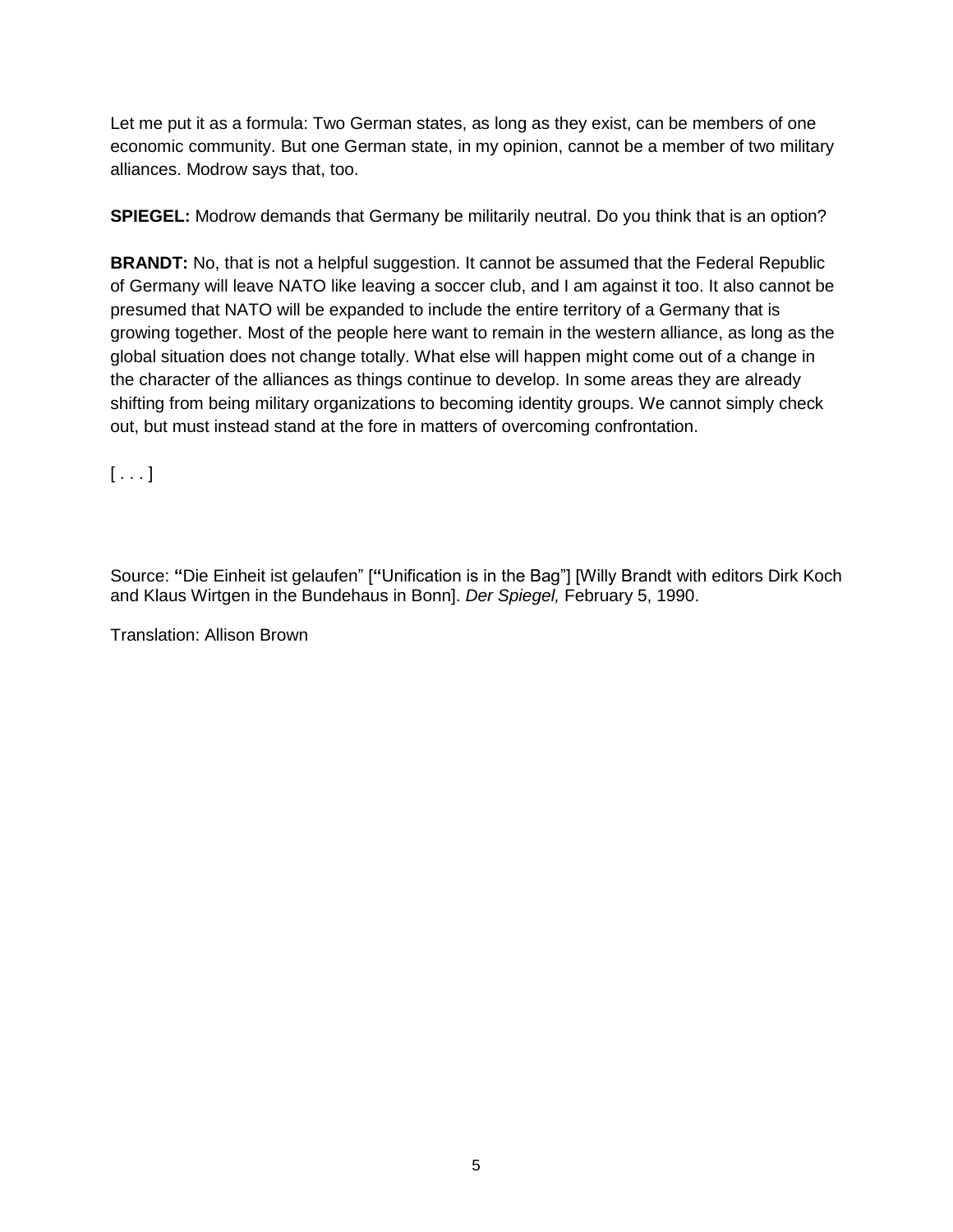Let me put it as a formula: Two German states, as long as they exist, can be members of one economic community. But one German state, in my opinion, cannot be a member of two military alliances. Modrow says that, too.

**SPIEGEL:** Modrow demands that Germany be militarily neutral. Do you think that is an option?

**BRANDT:** No, that is not a helpful suggestion. It cannot be assumed that the Federal Republic of Germany will leave NATO like leaving a soccer club, and I am against it too. It also cannot be presumed that NATO will be expanded to include the entire territory of a Germany that is growing together. Most of the people here want to remain in the western alliance, as long as the global situation does not change totally. What else will happen might come out of a change in the character of the alliances as things continue to develop. In some areas they are already shifting from being military organizations to becoming identity groups. We cannot simply check out, but must instead stand at the fore in matters of overcoming confrontation.

[ . . . ]

Source: **"**Die Einheit ist gelaufen" [**"**Unification is in the Bag"] [Willy Brandt with editors Dirk Koch and Klaus Wirtgen in the Bundehaus in Bonn]. *Der Spiegel,* February 5, 1990.

Translation: Allison Brown